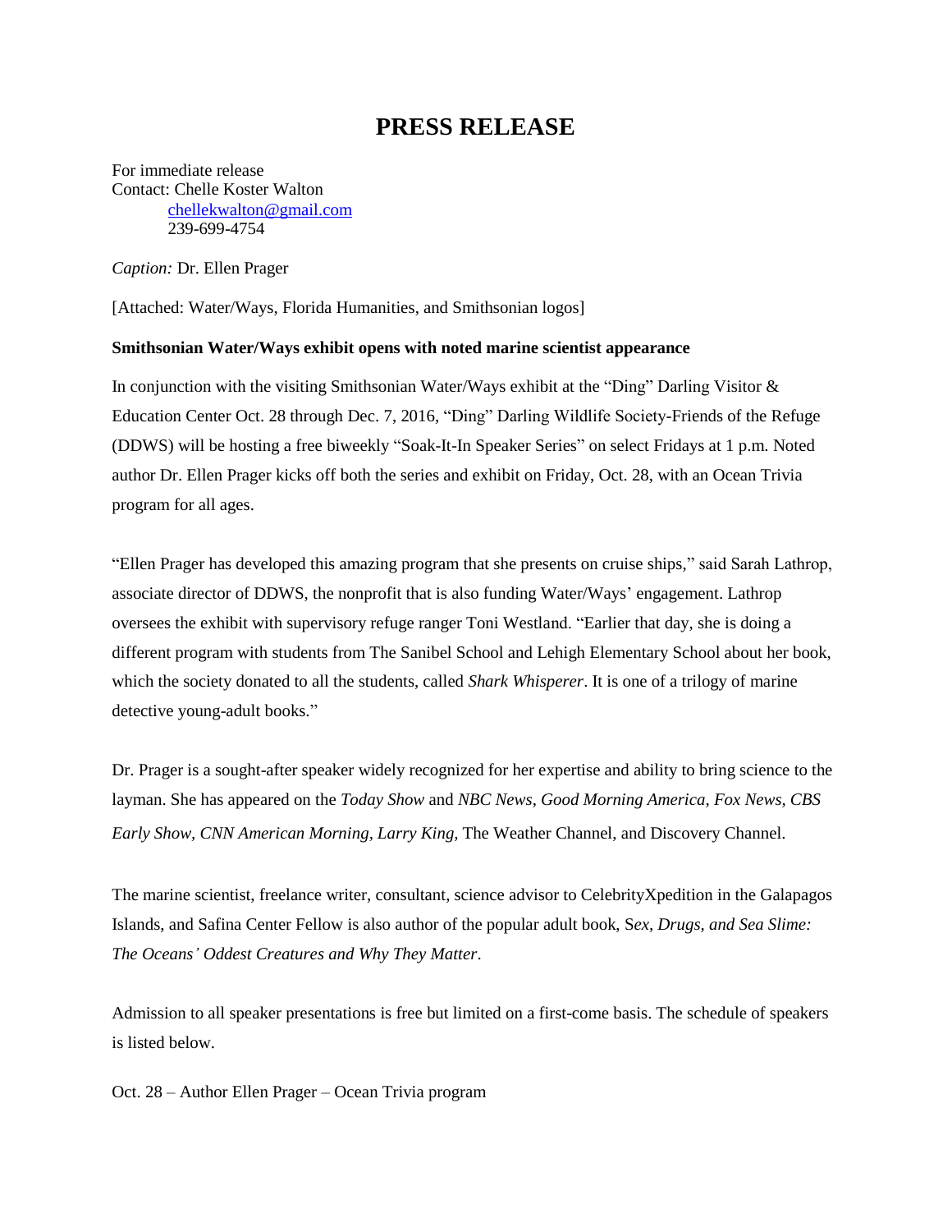# PRESS RELEASE

For immediate release
Contact: Chelle Koster Walton
chellekwalton@gmail.com
239-699-4754

*Caption:* Dr. Ellen Prager

[Attached: Water/Ways, Florida Humanities, and Smithsonian logos]

**Smithsonian Water/Ways exhibit opens with noted marine scientist appearance**

In conjunction with the visiting Smithsonian Water/Ways exhibit at the "Ding" Darling Visitor & Education Center Oct. 28 through Dec. 7, 2016, "Ding" Darling Wildlife Society-Friends of the Refuge (DDWS) will be hosting a free biweekly "Soak-It-In Speaker Series" on select Fridays at 1 p.m. Noted author Dr. Ellen Prager kicks off both the series and exhibit on Friday, Oct. 28, with an Ocean Trivia program for all ages.

"Ellen Prager has developed this amazing program that she presents on cruise ships," said Sarah Lathrop, associate director of DDWS, the nonprofit that is also funding Water/Ways' engagement. Lathrop oversees the exhibit with supervisory refuge ranger Toni Westland. "Earlier that day, she is doing a different program with students from The Sanibel School and Lehigh Elementary School about her book, which the society donated to all the students, called *Shark Whisperer*. It is one of a trilogy of marine detective young-adult books."

Dr. Prager is a sought-after speaker widely recognized for her expertise and ability to bring science to the layman. She has appeared on the *Today Show* and *NBC News*, *Good Morning America, Fox News, CBS Early Show, CNN American Morning, Larry King,* The Weather Channel, and Discovery Channel.

The marine scientist, freelance writer, consultant, science advisor to CelebrityXpedition in the Galapagos Islands, and Safina Center Fellow is also author of the popular adult book, S*ex, Drugs, and Sea Slime: The Oceans' Oddest Creatures and Why They Matter*.

Admission to all speaker presentations is free but limited on a first-come basis. The schedule of speakers is listed below.

Oct. 28 – Author Ellen Prager – Ocean Trivia program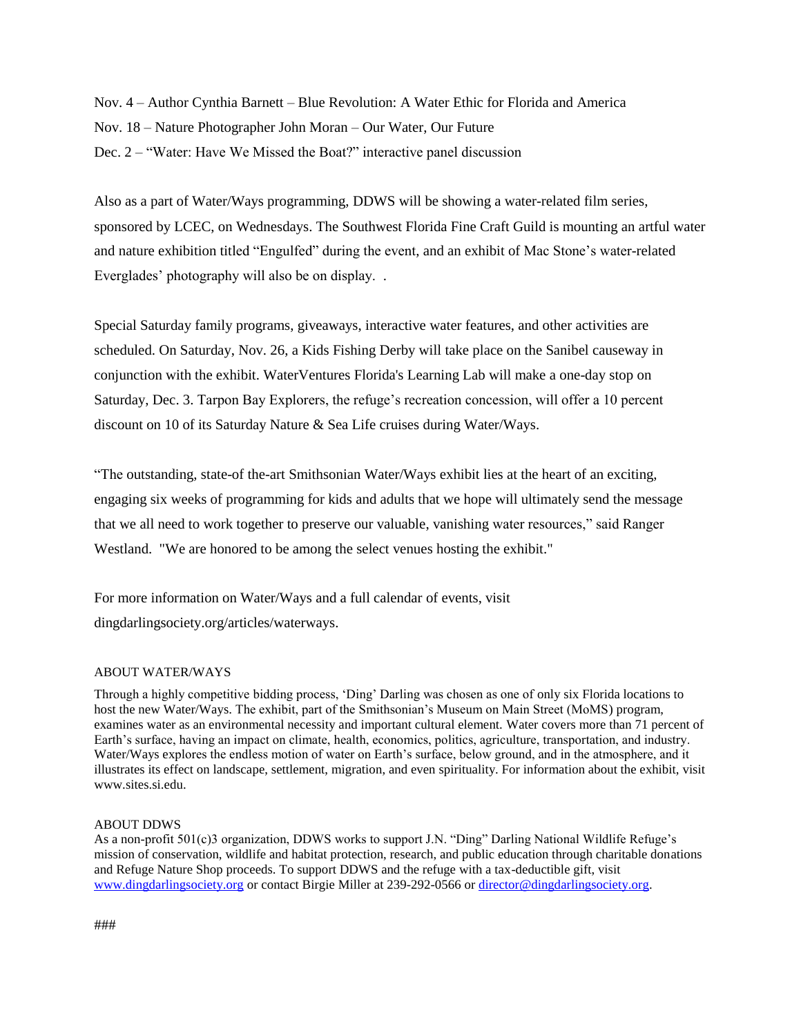Nov. 4 – Author Cynthia Barnett – Blue Revolution: A Water Ethic for Florida and America

Nov. 18 – Nature Photographer John Moran – Our Water, Our Future

Dec. 2 – "Water: Have We Missed the Boat?" interactive panel discussion

Also as a part of Water/Ways programming, DDWS will be showing a water-related film series, sponsored by LCEC, on Wednesdays. The Southwest Florida Fine Craft Guild is mounting an artful water and nature exhibition titled "Engulfed" during the event, and an exhibit of Mac Stone's water-related Everglades' photography will also be on display. .

Special Saturday family programs, giveaways, interactive water features, and other activities are scheduled. On Saturday, Nov. 26, a Kids Fishing Derby will take place on the Sanibel causeway in conjunction with the exhibit. WaterVentures Florida's Learning Lab will make a one-day stop on Saturday, Dec. 3. Tarpon Bay Explorers, the refuge's recreation concession, will offer a 10 percent discount on 10 of its Saturday Nature & Sea Life cruises during Water/Ways.

"The outstanding, state-of the-art Smithsonian Water/Ways exhibit lies at the heart of an exciting, engaging six weeks of programming for kids and adults that we hope will ultimately send the message that we all need to work together to preserve our valuable, vanishing water resources," said Ranger Westland. "We are honored to be among the select venues hosting the exhibit."

For more information on Water/Ways and a full calendar of events, visit dingdarlingsociety.org/articles/waterways.

ABOUT WATER/WAYS

Through a highly competitive bidding process, 'Ding' Darling was chosen as one of only six Florida locations to host the new Water/Ways. The exhibit, part of the Smithsonian's Museum on Main Street (MoMS) program, examines water as an environmental necessity and important cultural element. Water covers more than 71 percent of Earth's surface, having an impact on climate, health, economics, politics, agriculture, transportation, and industry. Water/Ways explores the endless motion of water on Earth's surface, below ground, and in the atmosphere, and it illustrates its effect on landscape, settlement, migration, and even spirituality. For information about the exhibit, visit www.sites.si.edu.

ABOUT DDWS

As a non-profit 501(c)3 organization, DDWS works to support J.N. "Ding" Darling National Wildlife Refuge's mission of conservation, wildlife and habitat protection, research, and public education through charitable donations and Refuge Nature Shop proceeds. To support DDWS and the refuge with a tax-deductible gift, visit www.dingdarlingsociety.org or contact Birgie Miller at 239-292-0566 or director@dingdarlingsociety.org.

###